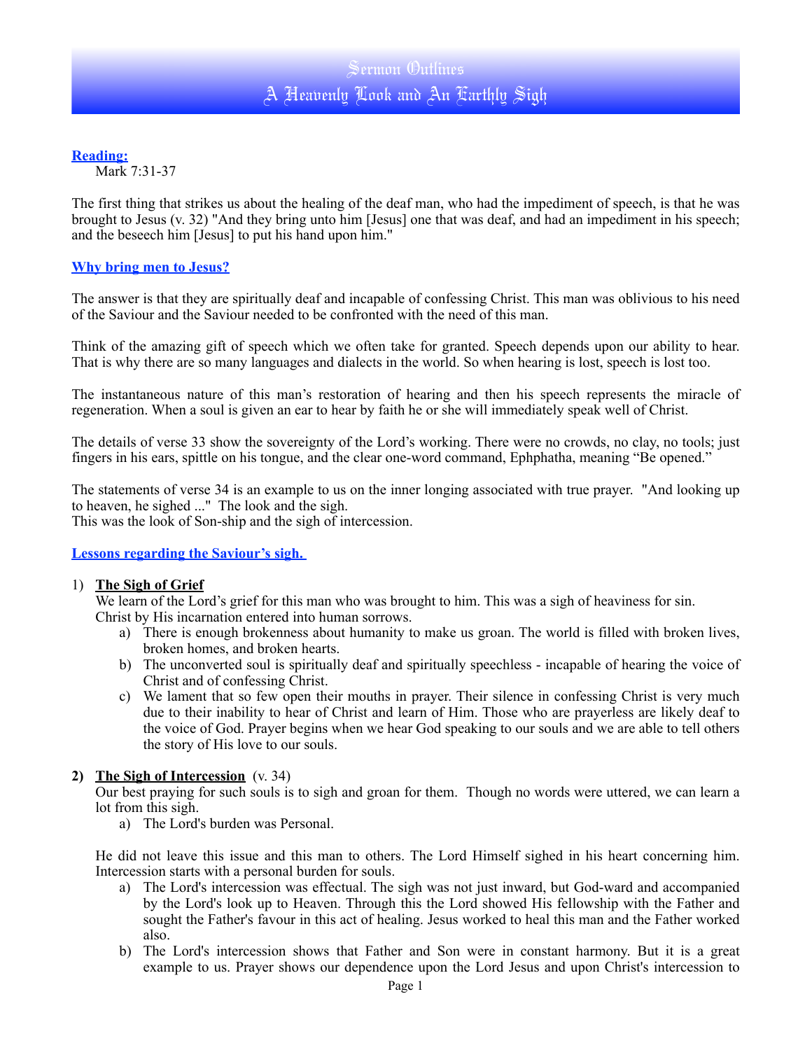# Sermon Outlines

# A Heavenly Look and An Earthly Sigh

**Reading:**

Mark 7:31-37

The first thing that strikes us about the healing of the deaf man, who had the impediment of speech, is that he was brought to Jesus (v. 32) "And they bring unto him [Jesus] one that was deaf, and had an impediment in his speech; and the beseech him [Jesus] to put his hand upon him."

**Why bring men to Jesus?**

The answer is that they are spiritually deaf and incapable of confessing Christ. This man was oblivious to his need of the Saviour and the Saviour needed to be confronted with the need of this man.

Think of the amazing gift of speech which we often take for granted. Speech depends upon our ability to hear. That is why there are so many languages and dialects in the world. So when hearing is lost, speech is lost too.

The instantaneous nature of this man's restoration of hearing and then his speech represents the miracle of regeneration. When a soul is given an ear to hear by faith he or she will immediately speak well of Christ.

The details of verse 33 show the sovereignty of the Lord's working. There were no crowds, no clay, no tools; just fingers in his ears, spittle on his tongue, and the clear one-word command, Ephphatha, meaning "Be opened."

The statements of verse 34 is an example to us on the inner longing associated with true prayer. "And looking up to heaven, he sighed ..." The look and the sigh.
This was the look of Son-ship and the sigh of intercession.

**Lessons regarding the Saviour's sigh.**

1) **The Sigh of Grief**
   We learn of the Lord's grief for this man who was brought to him. This was a sigh of heaviness for sin.
   Christ by His incarnation entered into human sorrows.
   a) There is enough brokenness about humanity to make us groan. The world is filled with broken lives, broken homes, and broken hearts.
   b) The unconverted soul is spiritually deaf and spiritually speechless - incapable of hearing the voice of Christ and of confessing Christ.
   c) We lament that so few open their mouths in prayer. Their silence in confessing Christ is very much due to their inability to hear of Christ and learn of Him. Those who are prayerless are likely deaf to the voice of God. Prayer begins when we hear God speaking to our souls and we are able to tell others the story of His love to our souls.

2) **The Sigh of Intercession** (v. 34)
   Our best praying for such souls is to sigh and groan for them. Though no words were uttered, we can learn a lot from this sigh.
   a) The Lord's burden was Personal.

He did not leave this issue and this man to others. The Lord Himself sighed in his heart concerning him. Intercession starts with a personal burden for souls.

   a) The Lord's intercession was effectual. The sigh was not just inward, but God-ward and accompanied by the Lord's look up to Heaven. Through this the Lord showed His fellowship with the Father and sought the Father's favour in this act of healing. Jesus worked to heal this man and the Father worked also.
   b) The Lord's intercession shows that Father and Son were in constant harmony. But it is a great example to us. Prayer shows our dependence upon the Lord Jesus and upon Christ's intercession to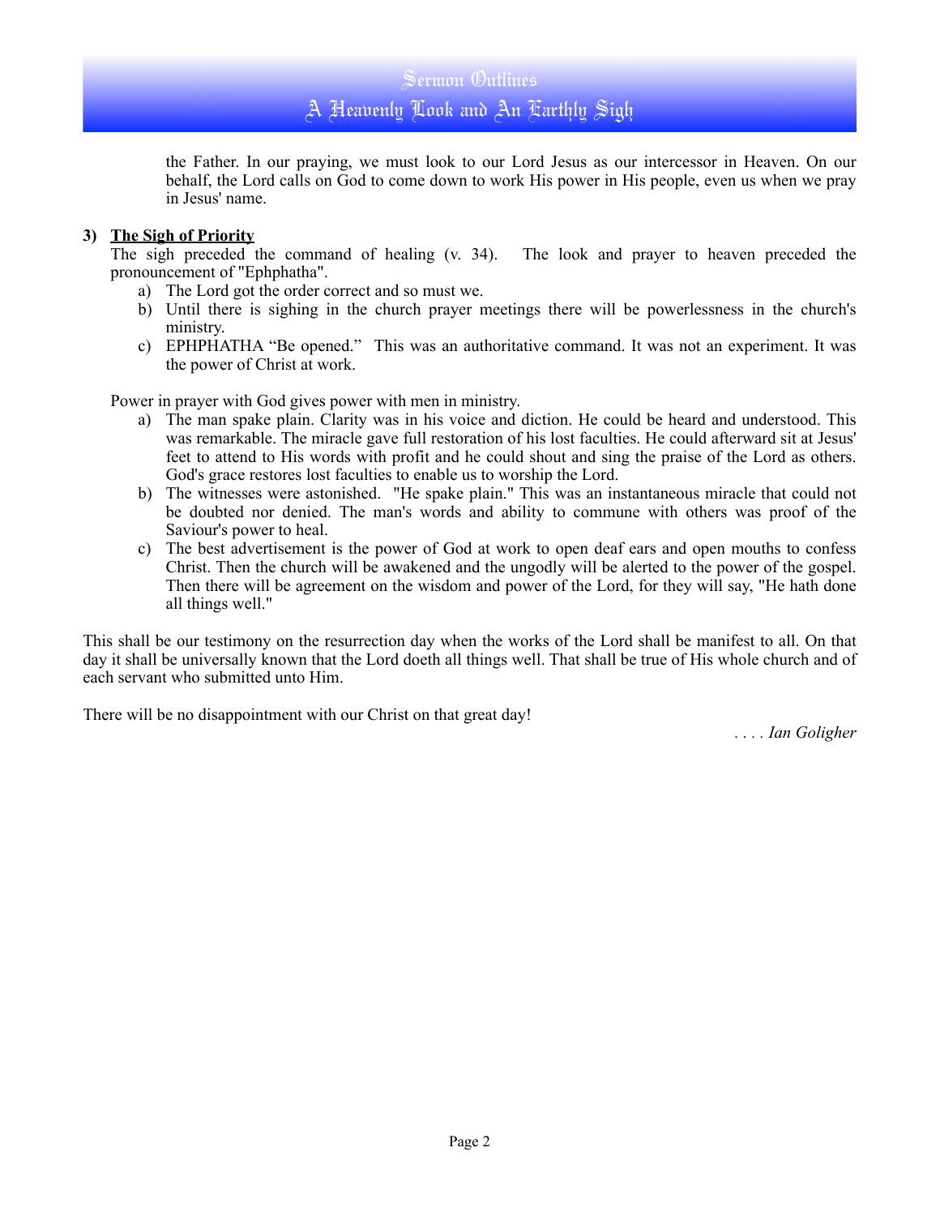the Father. In our praying, we must look to our Lord Jesus as our intercessor in Heaven. On our behalf, the Lord calls on God to come down to work His power in His people, even us when we pray in Jesus' name.

**3) <u>The Sigh of Priority</u>**

The sigh preceded the command of healing (v. 34). The look and prayer to heaven preceded the pronouncement of "Ephphatha".

a) The Lord got the order correct and so must we.
b) Until there is sighing in the church prayer meetings there will be powerlessness in the church's ministry.
c) EPHPHATHA "Be opened." This was an authoritative command. It was not an experiment. It was the power of Christ at work.

Power in prayer with God gives power with men in ministry.

a) The man spake plain. Clarity was in his voice and diction. He could be heard and understood. This was remarkable. The miracle gave full restoration of his lost faculties. He could afterward sit at Jesus' feet to attend to His words with profit and he could shout and sing the praise of the Lord as others. God's grace restores lost faculties to enable us to worship the Lord.
b) The witnesses were astonished. "He spake plain." This was an instantaneous miracle that could not be doubted nor denied. The man's words and ability to commune with others was proof of the Saviour's power to heal.
c) The best advertisement is the power of God at work to open deaf ears and open mouths to confess Christ. Then the church will be awakened and the ungodly will be alerted to the power of the gospel. Then there will be agreement on the wisdom and power of the Lord, for they will say, "He hath done all things well."

This shall be our testimony on the resurrection day when the works of the Lord shall be manifest to all. On that day it shall be universally known that the Lord doeth all things well. That shall be true of His whole church and of each servant who submitted unto Him.

There will be no disappointment with our Christ on that great day!

*. . . . Ian Goligher*